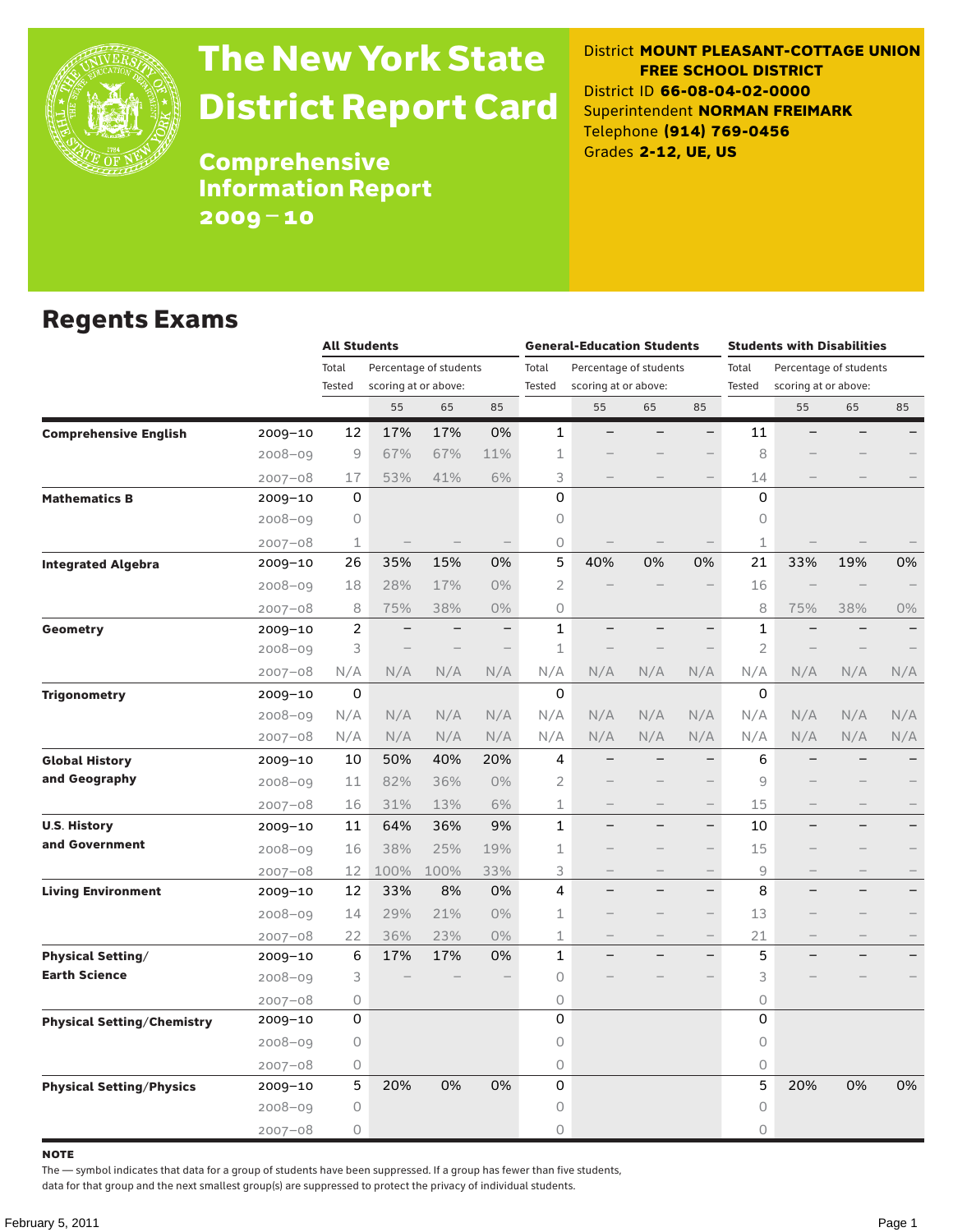# The New York State District Report Card

## Comprehensive Information Report 2009 – 10

District **MOUNT PLEASANT-COTTAGE UNION FREE SCHOOL DISTRICT**
District ID **66-08-04-02-0000**
Superintendent **NORMAN FREIMARK**
Telephone **(914) 769-0456**
Grades **2-12, UE, US**

## Regents Exams

| | | All Students | | | | General-Education Students | | | | Students with Disabilities | | | |
|---|---|---|---|---|---|---|---|---|---|---|---|---|---|
| | | Total Tested | Percentage of students scoring at or above: | | | Total Tested | Percentage of students scoring at or above: | | | Total Tested | Percentage of students scoring at or above: | | |
| | | | 55 | 65 | 85 | | 55 | 65 | 85 | | 55 | 65 | 85 |
| **Comprehensive English** | 2009–10 | 12 | 17% | 17% | 0% | 1 | – | – | – | 11 | – | – | – |
| | 2008–09 | 9 | 67% | 67% | 11% | 1 | – | – | – | 8 | – | – | – |
| | 2007–08 | 17 | 53% | 41% | 6% | 3 | – | – | – | 14 | – | – | – |
| **Mathematics B** | 2009–10 | 0 | | | | 0 | | | | 0 | | | |
| | 2008–09 | 0 | | | | 0 | | | | 0 | | | |
| | 2007–08 | 1 | – | – | – | 0 | – | – | – | 1 | – | – | – |
| **Integrated Algebra** | 2009–10 | 26 | 35% | 15% | 0% | 5 | 40% | 0% | 0% | 21 | 33% | 19% | 0% |
| | 2008–09 | 18 | 28% | 17% | 0% | 2 | – | – | – | 16 | – | – | – |
| | 2007–08 | 8 | 75% | 38% | 0% | 0 | | | | 8 | 75% | 38% | 0% |
| **Geometry** | 2009–10 | 2 | – | – | – | 1 | – | – | – | 1 | – | – | – |
| | 2008–09 | 3 | – | – | – | 1 | – | – | – | 2 | – | – | – |
| | 2007–08 | N/A | N/A | N/A | N/A | N/A | N/A | N/A | N/A | N/A | N/A | N/A | N/A |
| **Trigonometry** | 2009–10 | 0 | | | | 0 | | | | 0 | | | |
| | 2008–09 | N/A | N/A | N/A | N/A | N/A | N/A | N/A | N/A | N/A | N/A | N/A | N/A |
| | 2007–08 | N/A | N/A | N/A | N/A | N/A | N/A | N/A | N/A | N/A | N/A | N/A | N/A |
| **Global History and Geography** | 2009–10 | 10 | 50% | 40% | 20% | 4 | – | – | – | 6 | – | – | – |
| | 2008–09 | 11 | 82% | 36% | 0% | 2 | – | – | – | 9 | – | – | – |
| | 2007–08 | 16 | 31% | 13% | 6% | 1 | – | – | – | 15 | – | – | – |
| **U.S. History and Government** | 2009–10 | 11 | 64% | 36% | 9% | 1 | – | – | – | 10 | – | – | – |
| | 2008–09 | 16 | 38% | 25% | 19% | 1 | – | – | – | 15 | – | – | – |
| | 2007–08 | 12 | 100% | 100% | 33% | 3 | – | – | – | 9 | – | – | – |
| **Living Environment** | 2009–10 | 12 | 33% | 8% | 0% | 4 | – | – | – | 8 | – | – | – |
| | 2008–09 | 14 | 29% | 21% | 0% | 1 | – | – | – | 13 | – | – | – |
| | 2007–08 | 22 | 36% | 23% | 0% | 1 | – | – | – | 21 | – | – | – |
| **Physical Setting/ Earth Science** | 2009–10 | 6 | 17% | 17% | 0% | 1 | – | – | – | 5 | – | – | – |
| | 2008–09 | 3 | – | – | – | 0 | – | – | – | 3 | – | – | – |
| | 2007–08 | 0 | | | | 0 | | | | 0 | | | |
| **Physical Setting/Chemistry** | 2009–10 | 0 | | | | 0 | | | | 0 | | | |
| | 2008–09 | 0 | | | | 0 | | | | 0 | | | |
| | 2007–08 | 0 | | | | 0 | | | | 0 | | | |
| **Physical Setting/Physics** | 2009–10 | 5 | 20% | 0% | 0% | 0 | | | | 5 | 20% | 0% | 0% |
| | 2008–09 | 0 | | | | 0 | | | | 0 | | | |
| | 2007–08 | 0 | | | | 0 | | | | 0 | | | |

**NOTE**

The — symbol indicates that data for a group of students have been suppressed. If a group has fewer than five students, data for that group and the next smallest group(s) are suppressed to protect the privacy of individual students.

February 5, 2011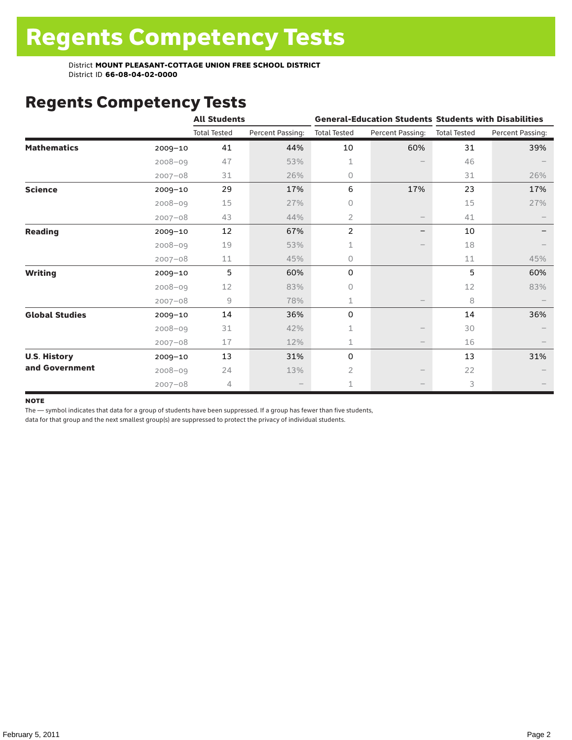# Regents Competency Tests

District **MOUNT PLEASANT-COTTAGE UNION FREE SCHOOL DISTRICT**
District ID **66-08-04-02-0000**

## Regents Competency Tests

| | | All Students | | General-Education Students | | Students with Disabilities | |
|---|---|---|---|---|---|---|---|
| | | Total Tested | Percent Passing: | Total Tested | Percent Passing: | Total Tested | Percent Passing: |
| **Mathematics** | 2009–10 | 41 | 44% | 10 | 60% | 31 | 39% |
| | 2008–09 | 47 | 53% | 1 | – | 46 | – |
| | 2007–08 | 31 | 26% | 0 | | 31 | 26% |
| **Science** | 2009–10 | 29 | 17% | 6 | 17% | 23 | 17% |
| | 2008–09 | 15 | 27% | 0 | | 15 | 27% |
| | 2007–08 | 43 | 44% | 2 | – | 41 | – |
| **Reading** | 2009–10 | 12 | 67% | 2 | – | 10 | – |
| | 2008–09 | 19 | 53% | 1 | – | 18 | – |
| | 2007–08 | 11 | 45% | 0 | | 11 | 45% |
| **Writing** | 2009–10 | 5 | 60% | 0 | | 5 | 60% |
| | 2008–09 | 12 | 83% | 0 | | 12 | 83% |
| | 2007–08 | 9 | 78% | 1 | – | 8 | – |
| **Global Studies** | 2009–10 | 14 | 36% | 0 | | 14 | 36% |
| | 2008–09 | 31 | 42% | 1 | – | 30 | – |
| | 2007–08 | 17 | 12% | 1 | – | 16 | – |
| **U.S. History and Government** | 2009–10 | 13 | 31% | 0 | | 13 | 31% |
| | 2008–09 | 24 | 13% | 2 | – | 22 | – |
| | 2007–08 | 4 | – | 1 | – | 3 | – |

**NOTE**

The — symbol indicates that data for a group of students have been suppressed. If a group has fewer than five students, data for that group and the next smallest group(s) are suppressed to protect the privacy of individual students.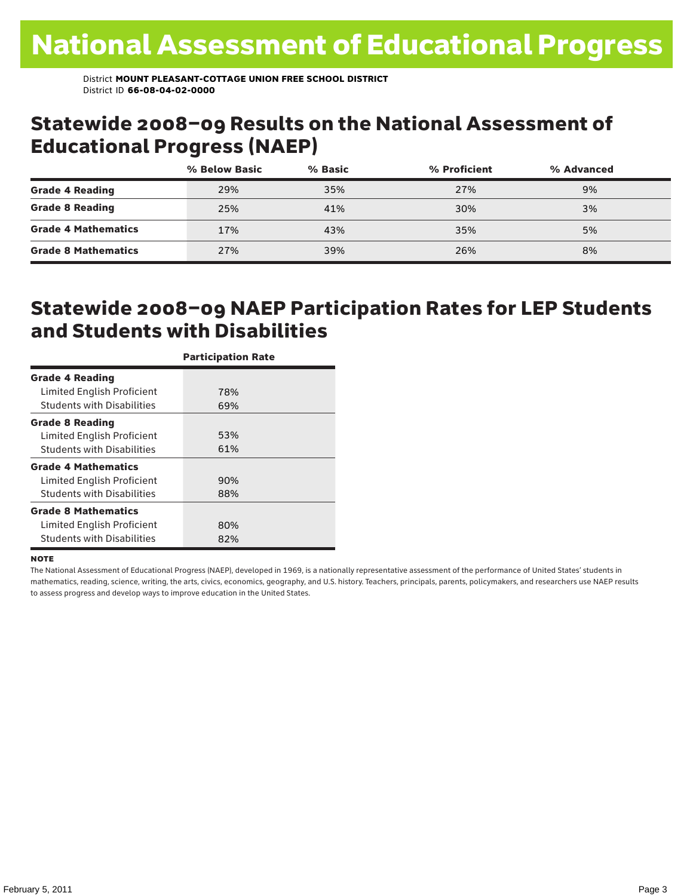# National Assessment of Educational Progress

District **MOUNT PLEASANT-COTTAGE UNION FREE SCHOOL DISTRICT**
District ID **66-08-04-02-0000**

## Statewide 2008–09 Results on the National Assessment of Educational Progress (NAEP)

| | % Below Basic | % Basic | % Proficient | % Advanced |
|---|---|---|---|---|
| **Grade 4 Reading** | 29% | 35% | 27% | 9% |
| **Grade 8 Reading** | 25% | 41% | 30% | 3% |
| **Grade 4 Mathematics** | 17% | 43% | 35% | 5% |
| **Grade 8 Mathematics** | 27% | 39% | 26% | 8% |

## Statewide 2008–09 NAEP Participation Rates for LEP Students and Students with Disabilities

| | Participation Rate |
|---|---|
| **Grade 4 Reading** | |
| Limited English Proficient | 78% |
| Students with Disabilities | 69% |
| **Grade 8 Reading** | |
| Limited English Proficient | 53% |
| Students with Disabilities | 61% |
| **Grade 4 Mathematics** | |
| Limited English Proficient | 90% |
| Students with Disabilities | 88% |
| **Grade 8 Mathematics** | |
| Limited English Proficient | 80% |
| Students with Disabilities | 82% |

**NOTE**

The National Assessment of Educational Progress (NAEP), developed in 1969, is a nationally representative assessment of the performance of United States' students in mathematics, reading, science, writing, the arts, civics, economics, geography, and U.S. history. Teachers, principals, parents, policymakers, and researchers use NAEP results to assess progress and develop ways to improve education in the United States.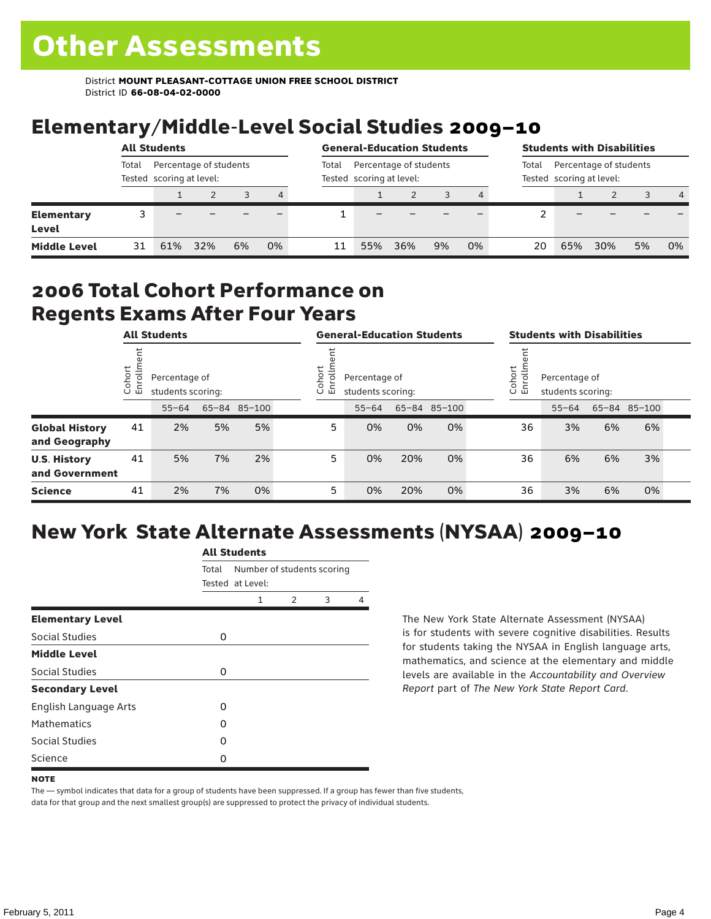# Other Assessments

District **MOUNT PLEASANT-COTTAGE UNION FREE SCHOOL DISTRICT**
District ID **66-08-04-02-0000**

## Elementary/Middle-Level Social Studies 2009–10

| | All Students | | | | | General-Education Students | | | | | Students with Disabilities | | | | |
|---|---|---|---|---|---|---|---|---|---|---|---|---|---|---|---|
| | Total Tested | Percentage of students scoring at level: | | | | Total Tested | Percentage of students scoring at level: | | | | Total Tested | Percentage of students scoring at level: | | | |
| | | 1 | 2 | 3 | 4 | | 1 | 2 | 3 | 4 | | 1 | 2 | 3 | 4 |
| **Elementary Level** | 3 | – | – | – | – | 1 | – | – | – | – | 2 | – | – | – | – |
| **Middle Level** | 31 | 61% | 32% | 6% | 0% | 11 | 55% | 36% | 9% | 0% | 20 | 65% | 30% | 5% | 0% |

## 2006 Total Cohort Performance on Regents Exams After Four Years

| | All Students | | | | General-Education Students | | | | Students with Disabilities | | | |
|---|---|---|---|---|---|---|---|---|---|---|---|---|
| | Cohort Enrollment | Percentage of students scoring: | | | Cohort Enrollment | Percentage of students scoring: | | | Cohort Enrollment | Percentage of students scoring: | | |
| | | 55–64 | 65–84 | 85–100 | | 55–64 | 65–84 | 85–100 | | 55–64 | 65–84 | 85–100 |
| **Global History and Geography** | 41 | 2% | 5% | 5% | 5 | 0% | 0% | 0% | 36 | 3% | 6% | 6% |
| **U.S. History and Government** | 41 | 5% | 7% | 2% | 5 | 0% | 20% | 0% | 36 | 6% | 6% | 3% |
| **Science** | 41 | 2% | 7% | 0% | 5 | 0% | 20% | 0% | 36 | 3% | 6% | 0% |

## New York State Alternate Assessments (NYSAA) 2009–10

| | All Students | | | | |
|---|---|---|---|---|---|
| | Total Tested | Number of students scoring at Level: | | | |
| | | 1 | 2 | 3 | 4 |
| **Elementary Level** | | | | | |
| Social Studies | 0 | | | | |
| **Middle Level** | | | | | |
| Social Studies | 0 | | | | |
| **Secondary Level** | | | | | |
| English Language Arts | 0 | | | | |
| Mathematics | 0 | | | | |
| Social Studies | 0 | | | | |
| Science | 0 | | | | |

The New York State Alternate Assessment (NYSAA) is for students with severe cognitive disabilities. Results for students taking the NYSAA in English language arts, mathematics, and science at the elementary and middle levels are available in the *Accountability and Overview Report* part of *The New York State Report Card*.

**NOTE**

The — symbol indicates that data for a group of students have been suppressed. If a group has fewer than five students, data for that group and the next smallest group(s) are suppressed to protect the privacy of individual students.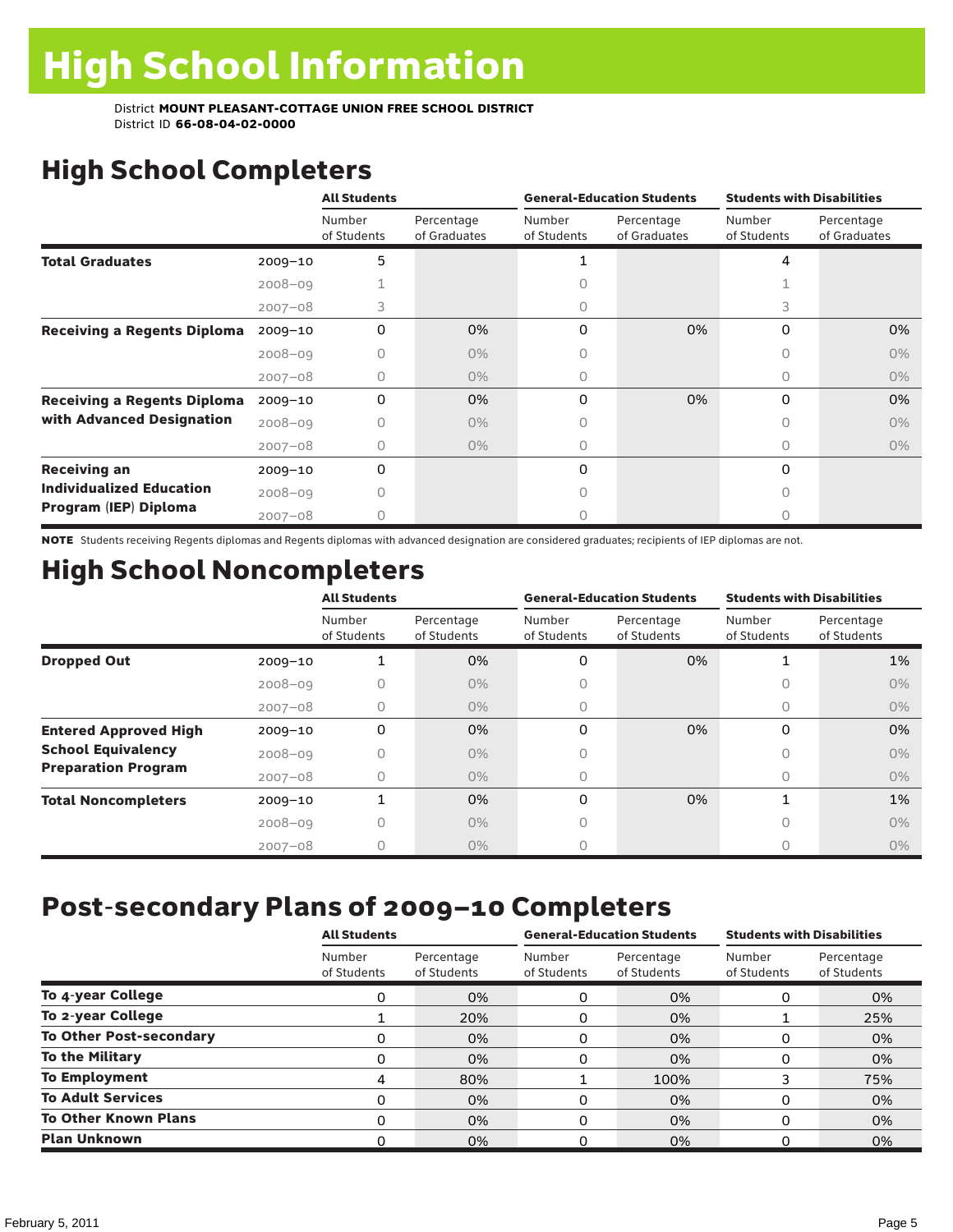# High School Information

District **MOUNT PLEASANT-COTTAGE UNION FREE SCHOOL DISTRICT**
District ID **66-08-04-02-0000**

## High School Completers

| | | All Students | | General-Education Students | | Students with Disabilities | |
|---|---|---|---|---|---|---|---|
| | | Number of Students | Percentage of Graduates | Number of Students | Percentage of Graduates | Number of Students | Percentage of Graduates |
| **Total Graduates** | 2009–10 | 5 | | 1 | | 4 | |
| | 2008–09 | 1 | | 0 | | 1 | |
| | 2007–08 | 3 | | 0 | | 3 | |
| **Receiving a Regents Diploma** | 2009–10 | 0 | 0% | 0 | 0% | 0 | 0% |
| | 2008–09 | 0 | 0% | 0 | | 0 | 0% |
| | 2007–08 | 0 | 0% | 0 | | 0 | 0% |
| **Receiving a Regents Diploma with Advanced Designation** | 2009–10 | 0 | 0% | 0 | 0% | 0 | 0% |
| | 2008–09 | 0 | 0% | 0 | | 0 | 0% |
| | 2007–08 | 0 | 0% | 0 | | 0 | 0% |
| **Receiving an Individualized Education Program (IEP) Diploma** | 2009–10 | 0 | | 0 | | 0 | |
| | 2008–09 | 0 | | 0 | | 0 | |
| | 2007–08 | 0 | | 0 | | 0 | |

**NOTE** Students receiving Regents diplomas and Regents diplomas with advanced designation are considered graduates; recipients of IEP diplomas are not.

## High School Noncompleters

| | | All Students | | General-Education Students | | Students with Disabilities | |
|---|---|---|---|---|---|---|---|
| | | Number of Students | Percentage of Students | Number of Students | Percentage of Students | Number of Students | Percentage of Students |
| **Dropped Out** | 2009–10 | 1 | 0% | 0 | 0% | 1 | 1% |
| | 2008–09 | 0 | 0% | 0 | | 0 | 0% |
| | 2007–08 | 0 | 0% | 0 | | 0 | 0% |
| **Entered Approved High School Equivalency Preparation Program** | 2009–10 | 0 | 0% | 0 | 0% | 0 | 0% |
| | 2008–09 | 0 | 0% | 0 | | 0 | 0% |
| | 2007–08 | 0 | 0% | 0 | | 0 | 0% |
| **Total Noncompleters** | 2009–10 | 1 | 0% | 0 | 0% | 1 | 1% |
| | 2008–09 | 0 | 0% | 0 | | 0 | 0% |
| | 2007–08 | 0 | 0% | 0 | | 0 | 0% |

## Post-secondary Plans of 2009–10 Completers

| | All Students | | General-Education Students | | Students with Disabilities | |
|---|---|---|---|---|---|---|
| | Number of Students | Percentage of Students | Number of Students | Percentage of Students | Number of Students | Percentage of Students |
| **To 4-year College** | 0 | 0% | 0 | 0% | 0 | 0% |
| **To 2-year College** | 1 | 20% | 0 | 0% | 1 | 25% |
| **To Other Post-secondary** | 0 | 0% | 0 | 0% | 0 | 0% |
| **To the Military** | 0 | 0% | 0 | 0% | 0 | 0% |
| **To Employment** | 4 | 80% | 1 | 100% | 3 | 75% |
| **To Adult Services** | 0 | 0% | 0 | 0% | 0 | 0% |
| **To Other Known Plans** | 0 | 0% | 0 | 0% | 0 | 0% |
| **Plan Unknown** | 0 | 0% | 0 | 0% | 0 | 0% |

February 5, 2011